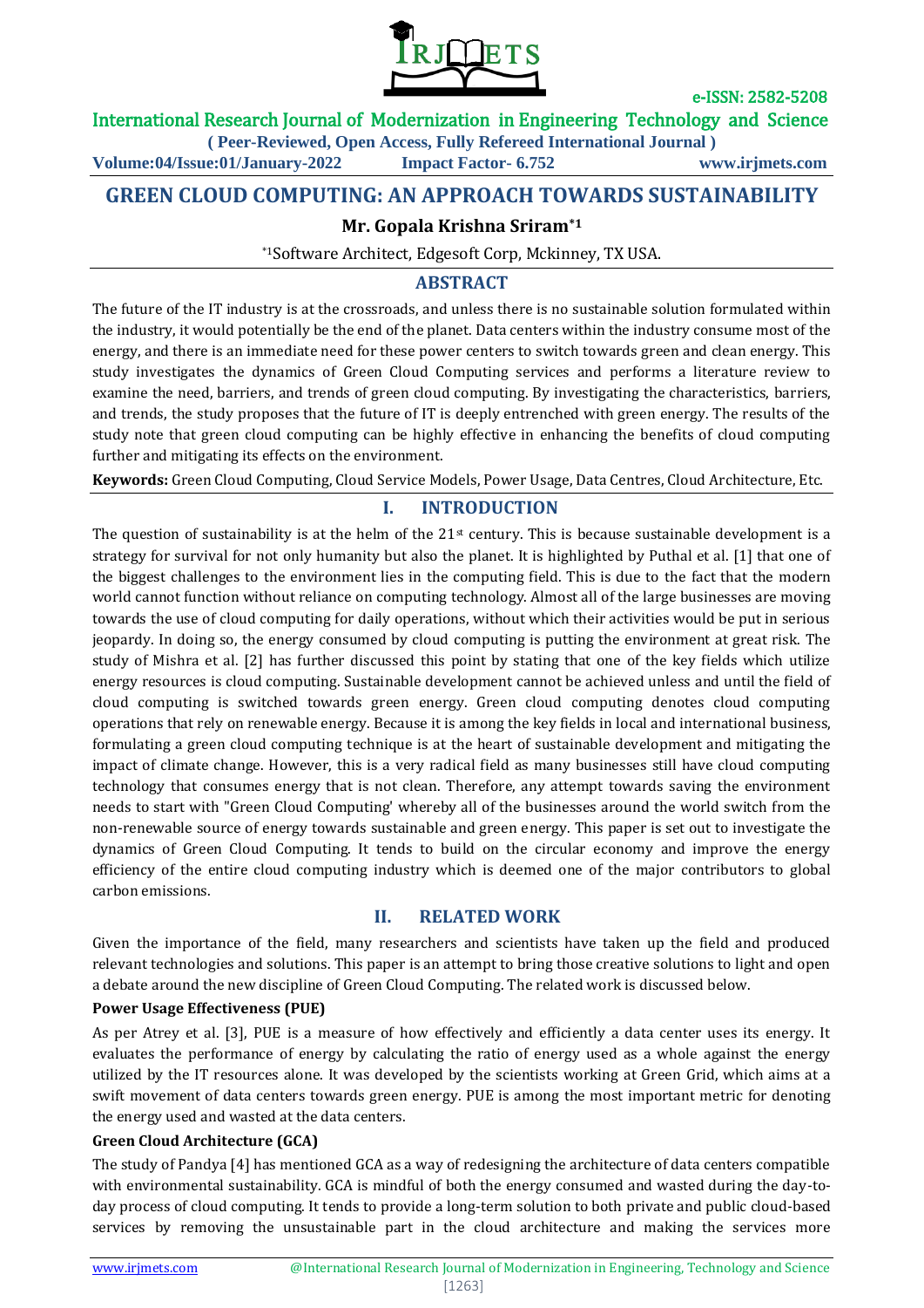# GREEN CLOUD COMPUTING: AN APPROACH TOWARDS SUSTAINABILITY

**Mr. Gopala Krishna Sriram[*1]**

[*1]Software Architect, Edgesoft Corp, Mckinney, TX USA.

## ABSTRACT

The future of the IT industry is at the crossroads, and unless there is no sustainable solution formulated within the industry, it would potentially be the end of the planet. Data centers within the industry consume most of the energy, and there is an immediate need for these power centers to switch towards green and clean energy. This study investigates the dynamics of Green Cloud Computing services and performs a literature review to examine the need, barriers, and trends of green cloud computing. By investigating the characteristics, barriers, and trends, the study proposes that the future of IT is deeply entrenched with green energy. The results of the study note that green cloud computing can be highly effective in enhancing the benefits of cloud computing further and mitigating its effects on the environment.

**Keywords:** Green Cloud Computing, Cloud Service Models, Power Usage, Data Centres, Cloud Architecture, Etc.

## I. INTRODUCTION

The question of sustainability is at the helm of the 21st century. This is because sustainable development is a strategy for survival for not only humanity but also the planet. It is highlighted by Puthal et al. [1] that one of the biggest challenges to the environment lies in the computing field. This is due to the fact that the modern world cannot function without reliance on computing technology. Almost all of the large businesses are moving towards the use of cloud computing for daily operations, without which their activities would be put in serious jeopardy. In doing so, the energy consumed by cloud computing is putting the environment at great risk. The study of Mishra et al. [2] has further discussed this point by stating that one of the key fields which utilize energy resources is cloud computing. Sustainable development cannot be achieved unless and until the field of cloud computing is switched towards green energy. Green cloud computing denotes cloud computing operations that rely on renewable energy. Because it is among the key fields in local and international business, formulating a green cloud computing technique is at the heart of sustainable development and mitigating the impact of climate change. However, this is a very radical field as many businesses still have cloud computing technology that consumes energy that is not clean. Therefore, any attempt towards saving the environment needs to start with "Green Cloud Computing' whereby all of the businesses around the world switch from the non-renewable source of energy towards sustainable and green energy. This paper is set out to investigate the dynamics of Green Cloud Computing. It tends to build on the circular economy and improve the energy efficiency of the entire cloud computing industry which is deemed one of the major contributors to global carbon emissions.

## II. RELATED WORK

Given the importance of the field, many researchers and scientists have taken up the field and produced relevant technologies and solutions. This paper is an attempt to bring those creative solutions to light and open a debate around the new discipline of Green Cloud Computing. The related work is discussed below.

**Power Usage Effectiveness (PUE)**

As per Atrey et al. [3], PUE is a measure of how effectively and efficiently a data center uses its energy. It evaluates the performance of energy by calculating the ratio of energy used as a whole against the energy utilized by the IT resources alone. It was developed by the scientists working at Green Grid, which aims at a swift movement of data centers towards green energy. PUE is among the most important metric for denoting the energy used and wasted at the data centers.

**Green Cloud Architecture (GCA)**

The study of Pandya [4] has mentioned GCA as a way of redesigning the architecture of data centers compatible with environmental sustainability. GCA is mindful of both the energy consumed and wasted during the day-to-day process of cloud computing. It tends to provide a long-term solution to both private and public cloud-based services by removing the unsustainable part in the cloud architecture and making the services more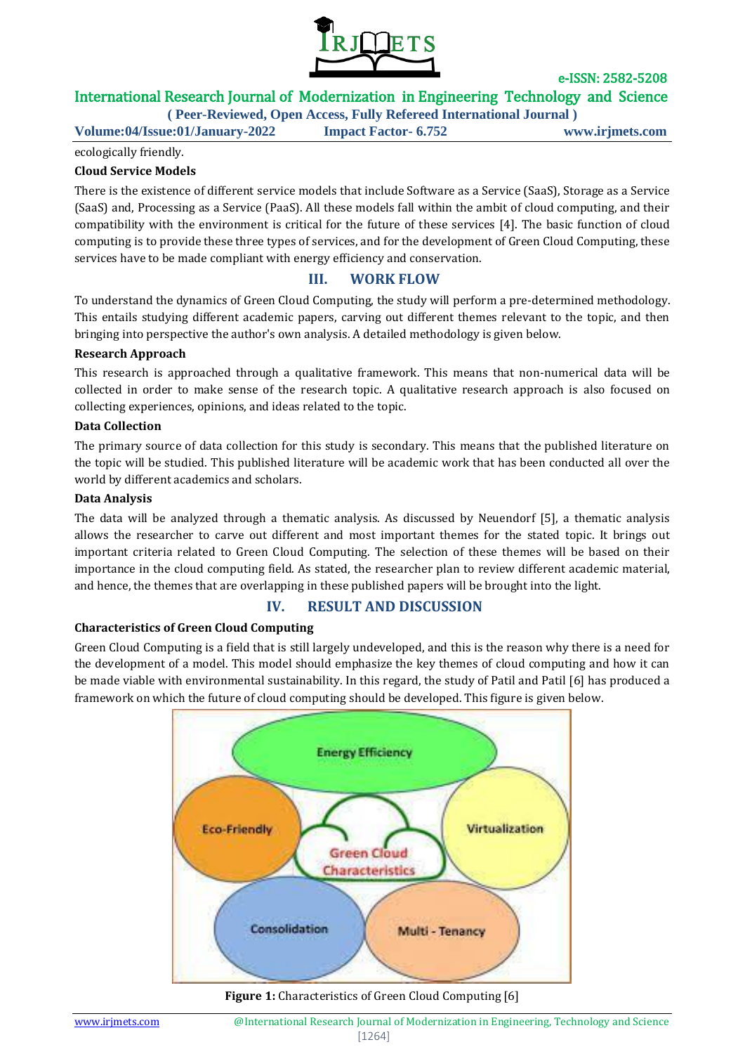ecologically friendly.

**Cloud Service Models**

There is the existence of different service models that include Software as a Service (SaaS), Storage as a Service (SaaS) and, Processing as a Service (PaaS). All these models fall within the ambit of cloud computing, and their compatibility with the environment is critical for the future of these services [4]. The basic function of cloud computing is to provide these three types of services, and for the development of Green Cloud Computing, these services have to be made compliant with energy efficiency and conservation.

## III. WORK FLOW

To understand the dynamics of Green Cloud Computing, the study will perform a pre-determined methodology. This entails studying different academic papers, carving out different themes relevant to the topic, and then bringing into perspective the author's own analysis. A detailed methodology is given below.

**Research Approach**

This research is approached through a qualitative framework. This means that non-numerical data will be collected in order to make sense of the research topic. A qualitative research approach is also focused on collecting experiences, opinions, and ideas related to the topic.

**Data Collection**

The primary source of data collection for this study is secondary. This means that the published literature on the topic will be studied. This published literature will be academic work that has been conducted all over the world by different academics and scholars.

**Data Analysis**

The data will be analyzed through a thematic analysis. As discussed by Neuendorf [5], a thematic analysis allows the researcher to carve out different and most important themes for the stated topic. It brings out important criteria related to Green Cloud Computing. The selection of these themes will be based on their importance in the cloud computing field. As stated, the researcher plan to review different academic material, and hence, the themes that are overlapping in these published papers will be brought into the light.

## IV. RESULT AND DISCUSSION

**Characteristics of Green Cloud Computing**

Green Cloud Computing is a field that is still largely undeveloped, and this is the reason why there is a need for the development of a model. This model should emphasize the key themes of cloud computing and how it can be made viable with environmental sustainability. In this regard, the study of Patil and Patil [6] has produced a framework on which the future of cloud computing should be developed. This figure is given below.

Energy Efficiency, Eco-Friendly, Virtualization, Green Cloud Characteristics, Consolidation, Multi - Tenancy

**Figure 1:** Characteristics of Green Cloud Computing [6]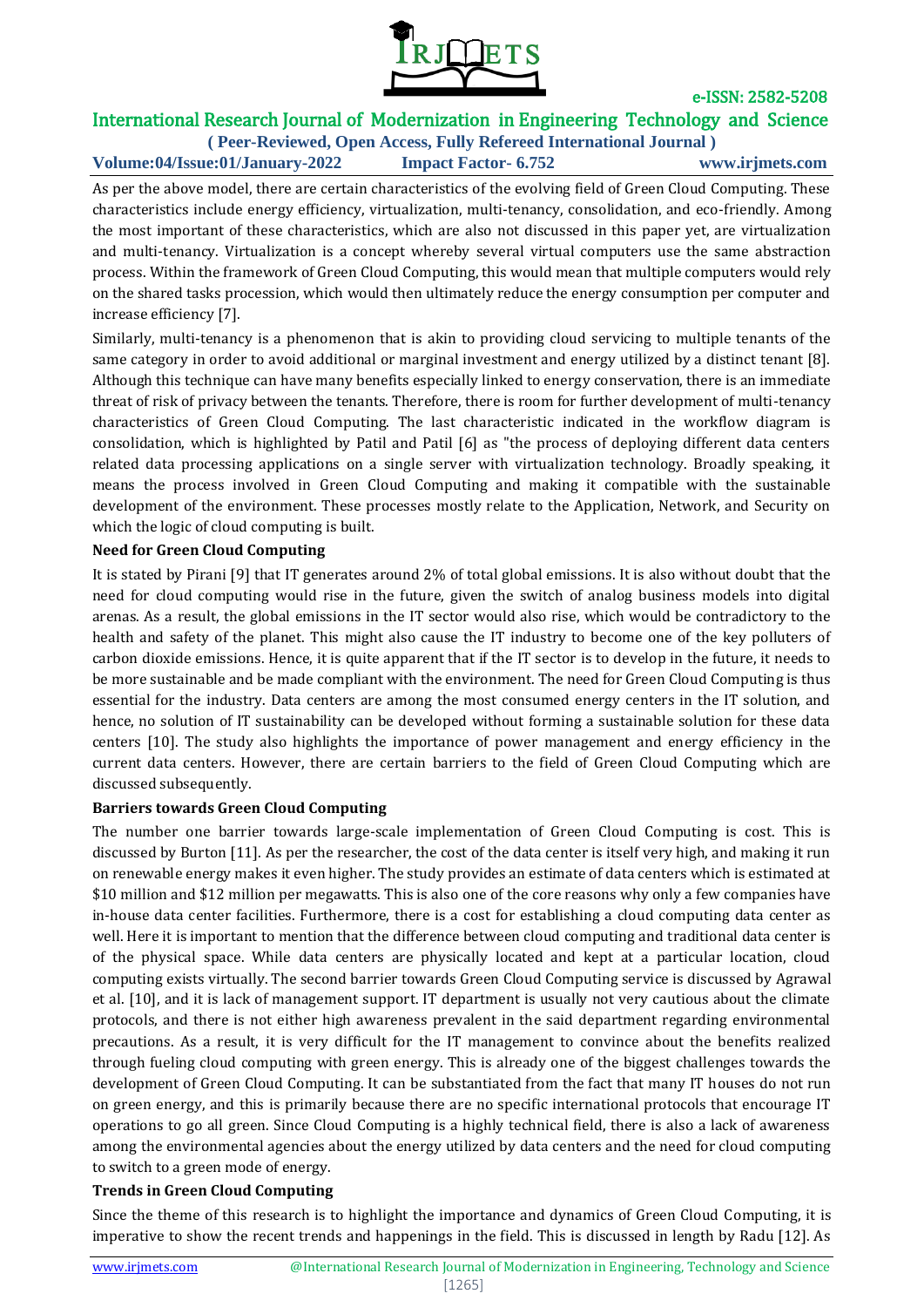As per the above model, there are certain characteristics of the evolving field of Green Cloud Computing. These characteristics include energy efficiency, virtualization, multi-tenancy, consolidation, and eco-friendly. Among the most important of these characteristics, which are also not discussed in this paper yet, are virtualization and multi-tenancy. Virtualization is a concept whereby several virtual computers use the same abstraction process. Within the framework of Green Cloud Computing, this would mean that multiple computers would rely on the shared tasks procession, which would then ultimately reduce the energy consumption per computer and increase efficiency [7].

Similarly, multi-tenancy is a phenomenon that is akin to providing cloud servicing to multiple tenants of the same category in order to avoid additional or marginal investment and energy utilized by a distinct tenant [8]. Although this technique can have many benefits especially linked to energy conservation, there is an immediate threat of risk of privacy between the tenants. Therefore, there is room for further development of multi-tenancy characteristics of Green Cloud Computing. The last characteristic indicated in the workflow diagram is consolidation, which is highlighted by Patil and Patil [6] as "the process of deploying different data centers related data processing applications on a single server with virtualization technology. Broadly speaking, it means the process involved in Green Cloud Computing and making it compatible with the sustainable development of the environment. These processes mostly relate to the Application, Network, and Security on which the logic of cloud computing is built.

**Need for Green Cloud Computing**

It is stated by Pirani [9] that IT generates around 2% of total global emissions. It is also without doubt that the need for cloud computing would rise in the future, given the switch of analog business models into digital arenas. As a result, the global emissions in the IT sector would also rise, which would be contradictory to the health and safety of the planet. This might also cause the IT industry to become one of the key polluters of carbon dioxide emissions. Hence, it is quite apparent that if the IT sector is to develop in the future, it needs to be more sustainable and be made compliant with the environment. The need for Green Cloud Computing is thus essential for the industry. Data centers are among the most consumed energy centers in the IT solution, and hence, no solution of IT sustainability can be developed without forming a sustainable solution for these data centers [10]. The study also highlights the importance of power management and energy efficiency in the current data centers. However, there are certain barriers to the field of Green Cloud Computing which are discussed subsequently.

**Barriers towards Green Cloud Computing**

The number one barrier towards large-scale implementation of Green Cloud Computing is cost. This is discussed by Burton [11]. As per the researcher, the cost of the data center is itself very high, and making it run on renewable energy makes it even higher. The study provides an estimate of data centers which is estimated at \$10 million and \$12 million per megawatts. This is also one of the core reasons why only a few companies have in-house data center facilities. Furthermore, there is a cost for establishing a cloud computing data center as well. Here it is important to mention that the difference between cloud computing and traditional data center is of the physical space. While data centers are physically located and kept at a particular location, cloud computing exists virtually. The second barrier towards Green Cloud Computing service is discussed by Agrawal et al. [10], and it is lack of management support. IT department is usually not very cautious about the climate protocols, and there is not either high awareness prevalent in the said department regarding environmental precautions. As a result, it is very difficult for the IT management to convince about the benefits realized through fueling cloud computing with green energy. This is already one of the biggest challenges towards the development of Green Cloud Computing. It can be substantiated from the fact that many IT houses do not run on green energy, and this is primarily because there are no specific international protocols that encourage IT operations to go all green. Since Cloud Computing is a highly technical field, there is also a lack of awareness among the environmental agencies about the energy utilized by data centers and the need for cloud computing to switch to a green mode of energy.

**Trends in Green Cloud Computing**

Since the theme of this research is to highlight the importance and dynamics of Green Cloud Computing, it is imperative to show the recent trends and happenings in the field. This is discussed in length by Radu [12]. As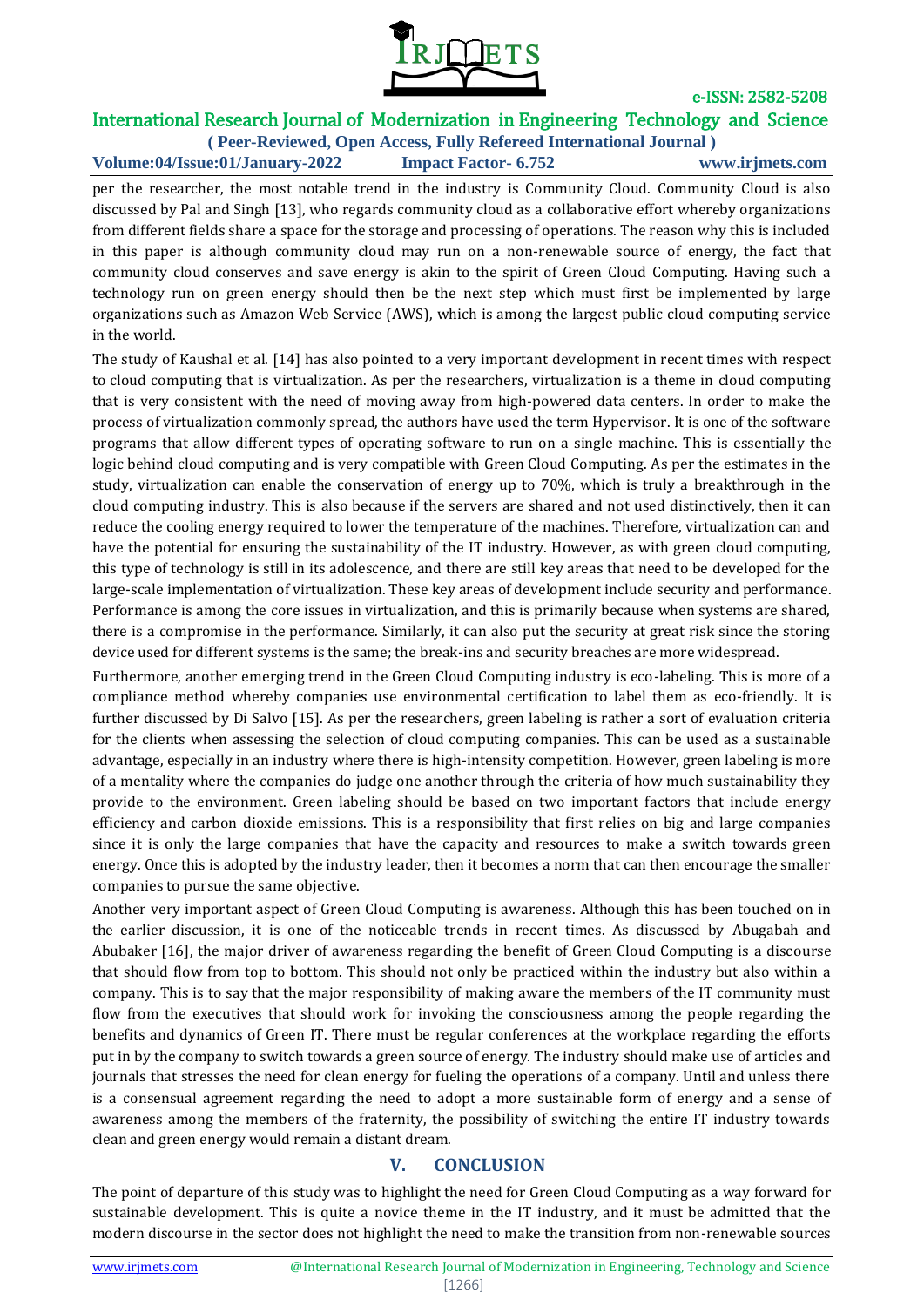per the researcher, the most notable trend in the industry is Community Cloud. Community Cloud is also discussed by Pal and Singh [13], who regards community cloud as a collaborative effort whereby organizations from different fields share a space for the storage and processing of operations. The reason why this is included in this paper is although community cloud may run on a non-renewable source of energy, the fact that community cloud conserves and save energy is akin to the spirit of Green Cloud Computing. Having such a technology run on green energy should then be the next step which must first be implemented by large organizations such as Amazon Web Service (AWS), which is among the largest public cloud computing service in the world.

The study of Kaushal et al. [14] has also pointed to a very important development in recent times with respect to cloud computing that is virtualization. As per the researchers, virtualization is a theme in cloud computing that is very consistent with the need of moving away from high-powered data centers. In order to make the process of virtualization commonly spread, the authors have used the term Hypervisor. It is one of the software programs that allow different types of operating software to run on a single machine. This is essentially the logic behind cloud computing and is very compatible with Green Cloud Computing. As per the estimates in the study, virtualization can enable the conservation of energy up to 70%, which is truly a breakthrough in the cloud computing industry. This is also because if the servers are shared and not used distinctively, then it can reduce the cooling energy required to lower the temperature of the machines. Therefore, virtualization can and have the potential for ensuring the sustainability of the IT industry. However, as with green cloud computing, this type of technology is still in its adolescence, and there are still key areas that need to be developed for the large-scale implementation of virtualization. These key areas of development include security and performance. Performance is among the core issues in virtualization, and this is primarily because when systems are shared, there is a compromise in the performance. Similarly, it can also put the security at great risk since the storing device used for different systems is the same; the break-ins and security breaches are more widespread.

Furthermore, another emerging trend in the Green Cloud Computing industry is eco-labeling. This is more of a compliance method whereby companies use environmental certification to label them as eco-friendly. It is further discussed by Di Salvo [15]. As per the researchers, green labeling is rather a sort of evaluation criteria for the clients when assessing the selection of cloud computing companies. This can be used as a sustainable advantage, especially in an industry where there is high-intensity competition. However, green labeling is more of a mentality where the companies do judge one another through the criteria of how much sustainability they provide to the environment. Green labeling should be based on two important factors that include energy efficiency and carbon dioxide emissions. This is a responsibility that first relies on big and large companies since it is only the large companies that have the capacity and resources to make a switch towards green energy. Once this is adopted by the industry leader, then it becomes a norm that can then encourage the smaller companies to pursue the same objective.

Another very important aspect of Green Cloud Computing is awareness. Although this has been touched on in the earlier discussion, it is one of the noticeable trends in recent times. As discussed by Abugabah and Abubaker [16], the major driver of awareness regarding the benefit of Green Cloud Computing is a discourse that should flow from top to bottom. This should not only be practiced within the industry but also within a company. This is to say that the major responsibility of making aware the members of the IT community must flow from the executives that should work for invoking the consciousness among the people regarding the benefits and dynamics of Green IT. There must be regular conferences at the workplace regarding the efforts put in by the company to switch towards a green source of energy. The industry should make use of articles and journals that stresses the need for clean energy for fueling the operations of a company. Until and unless there is a consensual agreement regarding the need to adopt a more sustainable form of energy and a sense of awareness among the members of the fraternity, the possibility of switching the entire IT industry towards clean and green energy would remain a distant dream.

## V. CONCLUSION

The point of departure of this study was to highlight the need for Green Cloud Computing as a way forward for sustainable development. This is quite a novice theme in the IT industry, and it must be admitted that the modern discourse in the sector does not highlight the need to make the transition from non-renewable sources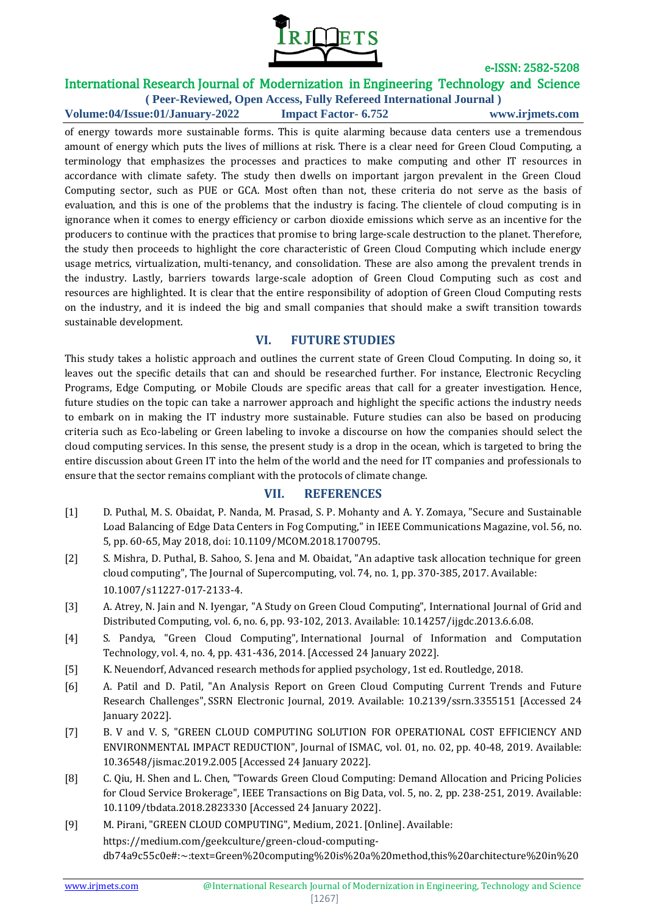of energy towards more sustainable forms. This is quite alarming because data centers use a tremendous amount of energy which puts the lives of millions at risk. There is a clear need for Green Cloud Computing, a terminology that emphasizes the processes and practices to make computing and other IT resources in accordance with climate safety. The study then dwells on important jargon prevalent in the Green Cloud Computing sector, such as PUE or GCA. Most often than not, these criteria do not serve as the basis of evaluation, and this is one of the problems that the industry is facing. The clientele of cloud computing is in ignorance when it comes to energy efficiency or carbon dioxide emissions which serve as an incentive for the producers to continue with the practices that promise to bring large-scale destruction to the planet. Therefore, the study then proceeds to highlight the core characteristic of Green Cloud Computing which include energy usage metrics, virtualization, multi-tenancy, and consolidation. These are also among the prevalent trends in the industry. Lastly, barriers towards large-scale adoption of Green Cloud Computing such as cost and resources are highlighted. It is clear that the entire responsibility of adoption of Green Cloud Computing rests on the industry, and it is indeed the big and small companies that should make a swift transition towards sustainable development.

## VI. FUTURE STUDIES

This study takes a holistic approach and outlines the current state of Green Cloud Computing. In doing so, it leaves out the specific details that can and should be researched further. For instance, Electronic Recycling Programs, Edge Computing, or Mobile Clouds are specific areas that call for a greater investigation. Hence, future studies on the topic can take a narrower approach and highlight the specific actions the industry needs to embark on in making the IT industry more sustainable. Future studies can also be based on producing criteria such as Eco-labeling or Green labeling to invoke a discourse on how the companies should select the cloud computing services. In this sense, the present study is a drop in the ocean, which is targeted to bring the entire discussion about Green IT into the helm of the world and the need for IT companies and professionals to ensure that the sector remains compliant with the protocols of climate change.

## VII. REFERENCES

[1] D. Puthal, M. S. Obaidat, P. Nanda, M. Prasad, S. P. Mohanty and A. Y. Zomaya, "Secure and Sustainable Load Balancing of Edge Data Centers in Fog Computing," in IEEE Communications Magazine, vol. 56, no. 5, pp. 60-65, May 2018, doi: 10.1109/MCOM.2018.1700795.

[2] S. Mishra, D. Puthal, B. Sahoo, S. Jena and M. Obaidat, "An adaptive task allocation technique for green cloud computing", The Journal of Supercomputing, vol. 74, no. 1, pp. 370-385, 2017. Available: 10.1007/s11227-017-2133-4.

[3] A. Atrey, N. Jain and N. Iyengar, "A Study on Green Cloud Computing", International Journal of Grid and Distributed Computing, vol. 6, no. 6, pp. 93-102, 2013. Available: 10.14257/ijgdc.2013.6.6.08.

[4] S. Pandya, "Green Cloud Computing", International Journal of Information and Computation Technology, vol. 4, no. 4, pp. 431-436, 2014. [Accessed 24 January 2022].

[5] K. Neuendorf, Advanced research methods for applied psychology, 1st ed. Routledge, 2018.

[6] A. Patil and D. Patil, "An Analysis Report on Green Cloud Computing Current Trends and Future Research Challenges", SSRN Electronic Journal, 2019. Available: 10.2139/ssrn.3355151 [Accessed 24 January 2022].

[7] B. V and V. S, "GREEN CLOUD COMPUTING SOLUTION FOR OPERATIONAL COST EFFICIENCY AND ENVIRONMENTAL IMPACT REDUCTION", Journal of ISMAC, vol. 01, no. 02, pp. 40-48, 2019. Available: 10.36548/jismac.2019.2.005 [Accessed 24 January 2022].

[8] C. Qiu, H. Shen and L. Chen, "Towards Green Cloud Computing: Demand Allocation and Pricing Policies for Cloud Service Brokerage", IEEE Transactions on Big Data, vol. 5, no. 2, pp. 238-251, 2019. Available: 10.1109/tbdata.2018.2823330 [Accessed 24 January 2022].

[9] M. Pirani, "GREEN CLOUD COMPUTING", Medium, 2021. [Online]. Available: https://medium.com/geekculture/green-cloud-computing-db74a9c55c0e#:~:text=Green%20computing%20is%20a%20method,this%20architecture%20in%20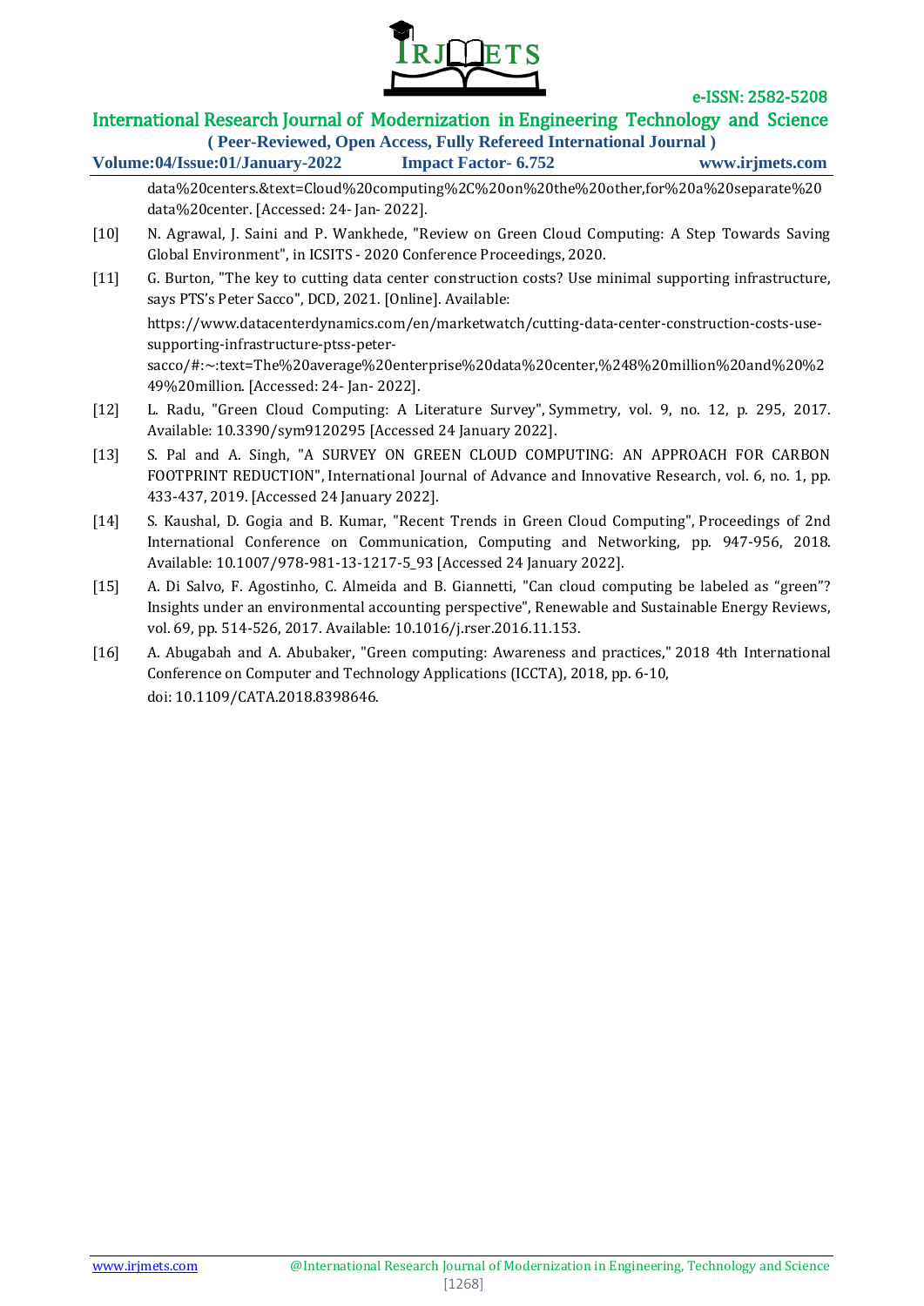data%20centers.&text=Cloud%20computing%2C%20on%20the%20other,for%20a%20separate%20data%20center. [Accessed: 24- Jan- 2022].

[10] N. Agrawal, J. Saini and P. Wankhede, "Review on Green Cloud Computing: A Step Towards Saving Global Environment", in ICSITS - 2020 Conference Proceedings, 2020.

[11] G. Burton, "The key to cutting data center construction costs? Use minimal supporting infrastructure, says PTS's Peter Sacco", DCD, 2021. [Online]. Available: https://www.datacenterdynamics.com/en/marketwatch/cutting-data-center-construction-costs-use-supporting-infrastructure-ptss-peter-sacco/#:~:text=The%20average%20enterprise%20data%20center,%248%20million%20and%20%249%20million. [Accessed: 24- Jan- 2022].

[12] L. Radu, "Green Cloud Computing: A Literature Survey", Symmetry, vol. 9, no. 12, p. 295, 2017. Available: 10.3390/sym9120295 [Accessed 24 January 2022].

[13] S. Pal and A. Singh, "A SURVEY ON GREEN CLOUD COMPUTING: AN APPROACH FOR CARBON FOOTPRINT REDUCTION", International Journal of Advance and Innovative Research, vol. 6, no. 1, pp. 433-437, 2019. [Accessed 24 January 2022].

[14] S. Kaushal, D. Gogia and B. Kumar, "Recent Trends in Green Cloud Computing", Proceedings of 2nd International Conference on Communication, Computing and Networking, pp. 947-956, 2018. Available: 10.1007/978-981-13-1217-5_93 [Accessed 24 January 2022].

[15] A. Di Salvo, F. Agostinho, C. Almeida and B. Giannetti, "Can cloud computing be labeled as "green"? Insights under an environmental accounting perspective", Renewable and Sustainable Energy Reviews, vol. 69, pp. 514-526, 2017. Available: 10.1016/j.rser.2016.11.153.

[16] A. Abugabah and A. Abubaker, "Green computing: Awareness and practices," 2018 4th International Conference on Computer and Technology Applications (ICCTA), 2018, pp. 6-10, doi: 10.1109/CATA.2018.8398646.